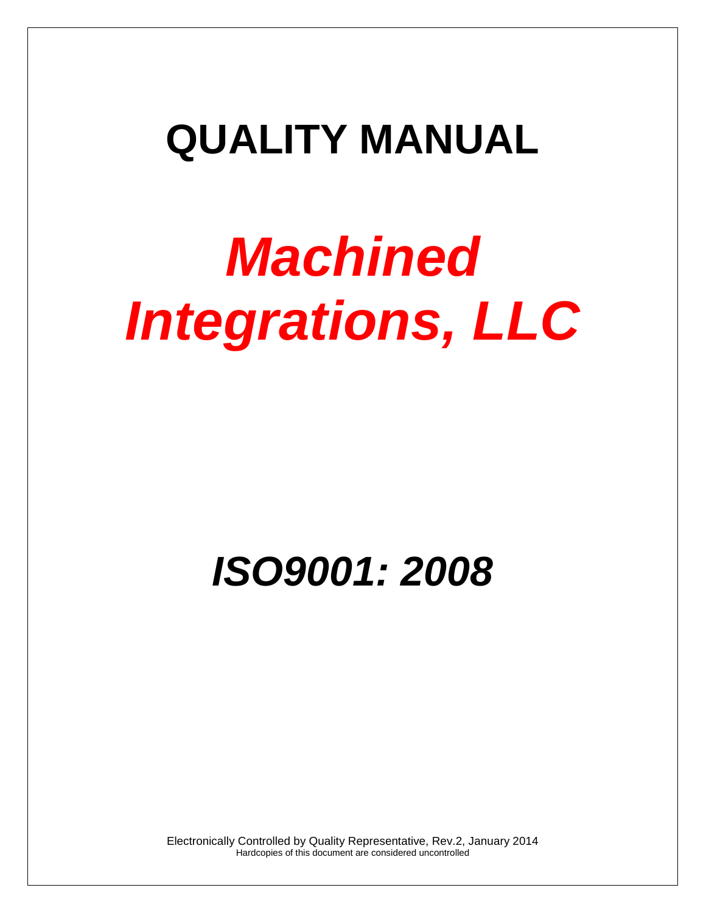# QUALITY MANUAL

# *Machined Integrations, LLC*

## *ISO9001: 2008*

Electronically Controlled by Quality Representative, Rev.2, January 2014

Hardcopies of this document are considered uncontrolled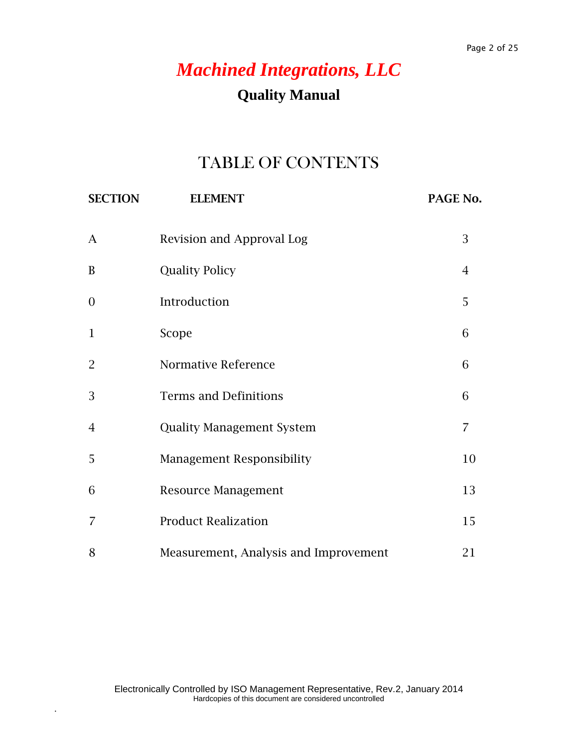# *Machined Integrations, LLC*

## Quality Manual

## TABLE OF CONTENTS

| SECTION | ELEMENT | PAGE No. |
|---|---|---|
| A | Revision and Approval Log | 3 |
| B | Quality Policy | 4 |
| 0 | Introduction | 5 |
| 1 | Scope | 6 |
| 2 | Normative Reference | 6 |
| 3 | Terms and Definitions | 6 |
| 4 | Quality Management System | 7 |
| 5 | Management Responsibility | 10 |
| 6 | Resource Management | 13 |
| 7 | Product Realization | 15 |
| 8 | Measurement, Analysis and Improvement | 21 |

Electronically Controlled by ISO Management Representative, Rev.2, January 2014
Hardcopies of this document are considered uncontrolled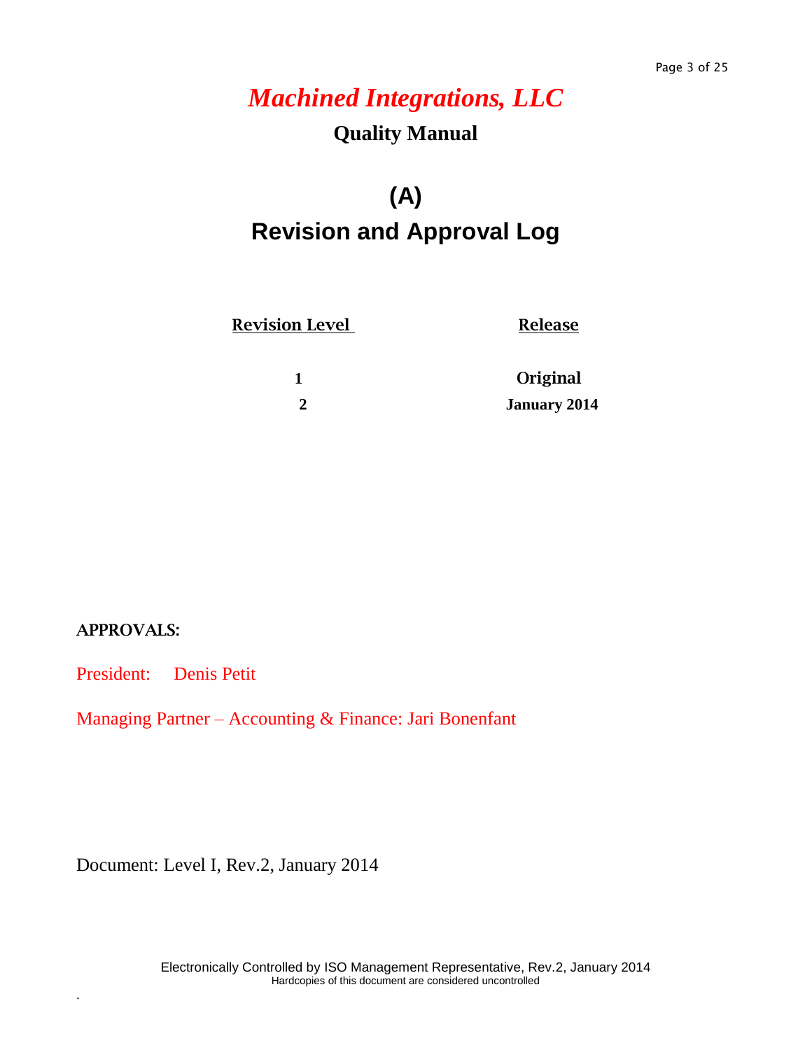# *Machined Integrations, LLC*

## Quality Manual

## (A)
## Revision and Approval Log

| Revision Level | Release |
|---|---|
| **1** | **Original** |
| **2** | **January 2014** |

**APPROVALS:**

President: Denis Petit

Managing Partner – Accounting & Finance: Jari Bonenfant

Document: Level I, Rev.2, January 2014

Electronically Controlled by ISO Management Representative, Rev.2, January 2014
Hardcopies of this document are considered uncontrolled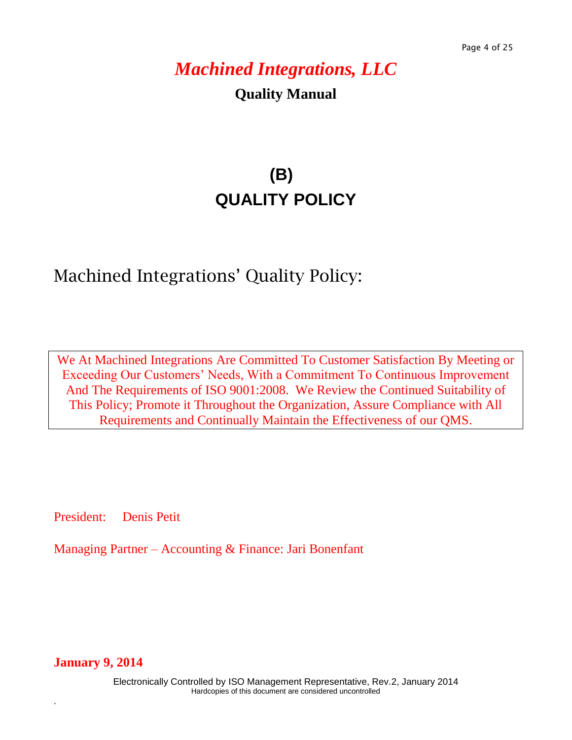# *Machined Integrations, LLC*

**Quality Manual**

## (B)
## QUALITY POLICY

Machined Integrations' Quality Policy:

We At Machined Integrations Are Committed To Customer Satisfaction By Meeting or Exceeding Our Customers' Needs, With a Commitment To Continuous Improvement And The Requirements of ISO 9001:2008. We Review the Continued Suitability of This Policy; Promote it Throughout the Organization, Assure Compliance with All Requirements and Continually Maintain the Effectiveness of our QMS.

President: Denis Petit

Managing Partner – Accounting & Finance: Jari Bonenfant

**January 9, 2014**

Electronically Controlled by ISO Management Representative, Rev.2, January 2014
Hardcopies of this document are considered uncontrolled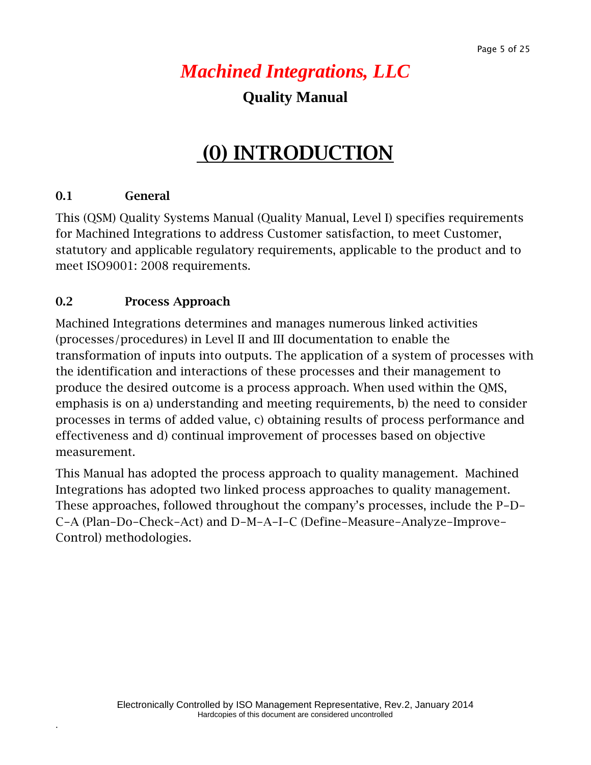*Machined Integrations, LLC*

**Quality Manual**

# (0) INTRODUCTION

## 0.1 General

This (QSM) Quality Systems Manual (Quality Manual, Level I) specifies requirements for Machined Integrations to address Customer satisfaction, to meet Customer, statutory and applicable regulatory requirements, applicable to the product and to meet ISO9001: 2008 requirements.

## 0.2 Process Approach

Machined Integrations determines and manages numerous linked activities (processes/procedures) in Level II and III documentation to enable the transformation of inputs into outputs. The application of a system of processes with the identification and interactions of these processes and their management to produce the desired outcome is a process approach. When used within the QMS, emphasis is on a) understanding and meeting requirements, b) the need to consider processes in terms of added value, c) obtaining results of process performance and effectiveness and d) continual improvement of processes based on objective measurement.

This Manual has adopted the process approach to quality management. Machined Integrations has adopted two linked process approaches to quality management. These approaches, followed throughout the company's processes, include the P–D–C–A (Plan–Do–Check–Act) and D–M–A–I–C (Define–Measure–Analyze–Improve–Control) methodologies.

Electronically Controlled by ISO Management Representative, Rev.2, January 2014
Hardcopies of this document are considered uncontrolled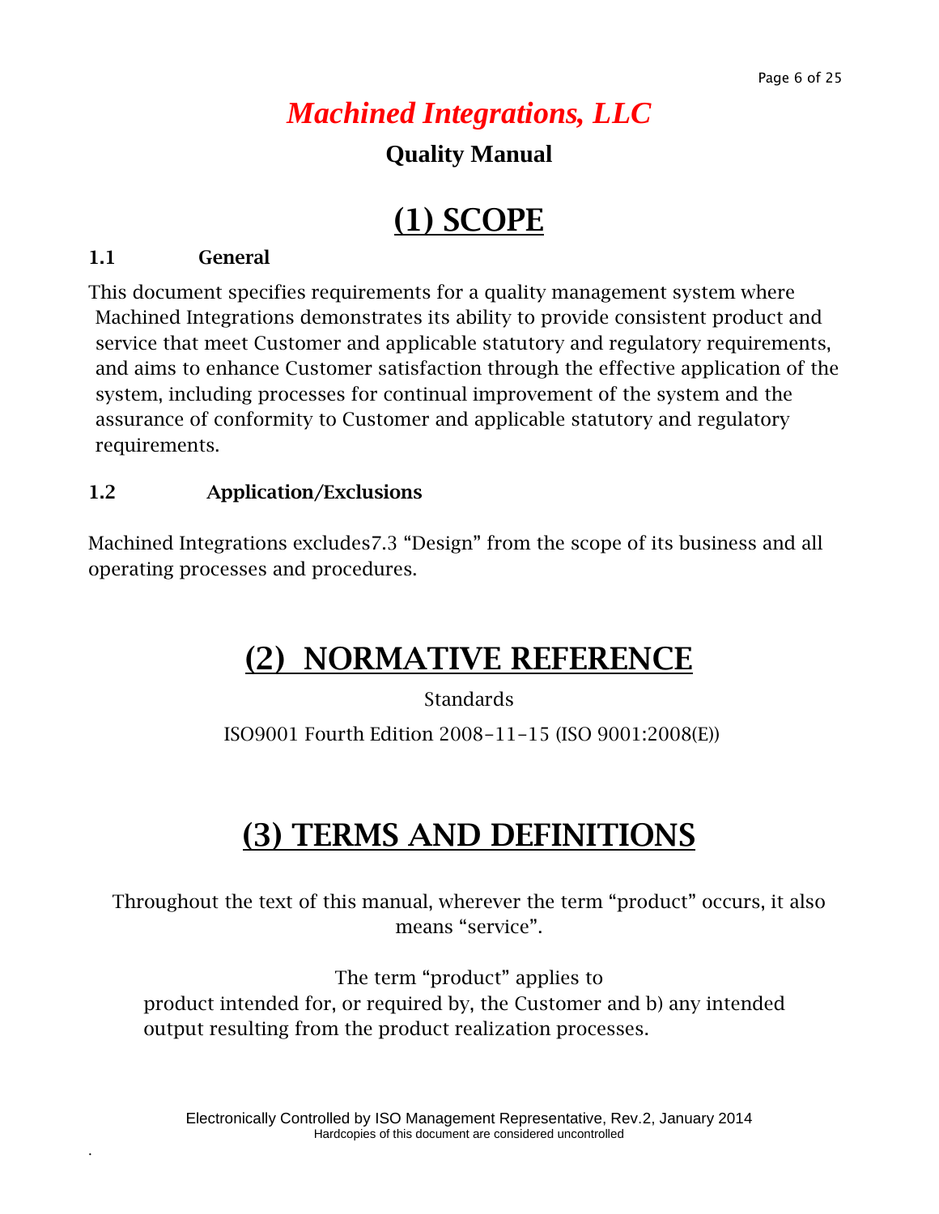# (1) SCOPE

### 1.1 General

This document specifies requirements for a quality management system where Machined Integrations demonstrates its ability to provide consistent product and service that meet Customer and applicable statutory and regulatory requirements, and aims to enhance Customer satisfaction through the effective application of the system, including processes for continual improvement of the system and the assurance of conformity to Customer and applicable statutory and regulatory requirements.

### 1.2 Application/Exclusions

Machined Integrations excludes7.3 “Design” from the scope of its business and all operating processes and procedures.

# (2) NORMATIVE REFERENCE

Standards

ISO9001 Fourth Edition 2008-11-15 (ISO 9001:2008(E))

# (3) TERMS AND DEFINITIONS

Throughout the text of this manual, wherever the term “product” occurs, it also means “service”.

The term “product” applies to

product intended for, or required by, the Customer and b) any intended output resulting from the product realization processes.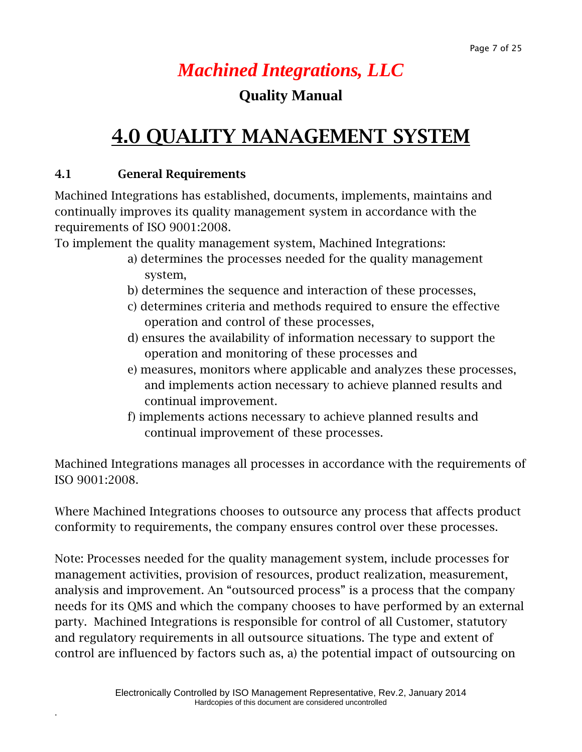# 4.0 QUALITY MANAGEMENT SYSTEM

### 4.1 General Requirements

Machined Integrations has established, documents, implements, maintains and continually improves its quality management system in accordance with the requirements of ISO 9001:2008.

To implement the quality management system, Machined Integrations:

a) determines the processes needed for the quality management system,

b) determines the sequence and interaction of these processes,

c) determines criteria and methods required to ensure the effective operation and control of these processes,

d) ensures the availability of information necessary to support the operation and monitoring of these processes and

e) measures, monitors where applicable and analyzes these processes, and implements action necessary to achieve planned results and continual improvement.

f) implements actions necessary to achieve planned results and continual improvement of these processes.

Machined Integrations manages all processes in accordance with the requirements of ISO 9001:2008.

Where Machined Integrations chooses to outsource any process that affects product conformity to requirements, the company ensures control over these processes.

Note: Processes needed for the quality management system, include processes for management activities, provision of resources, product realization, measurement, analysis and improvement. An "outsourced process" is a process that the company needs for its QMS and which the company chooses to have performed by an external party. Machined Integrations is responsible for control of all Customer, statutory and regulatory requirements in all outsource situations. The type and extent of control are influenced by factors such as, a) the potential impact of outsourcing on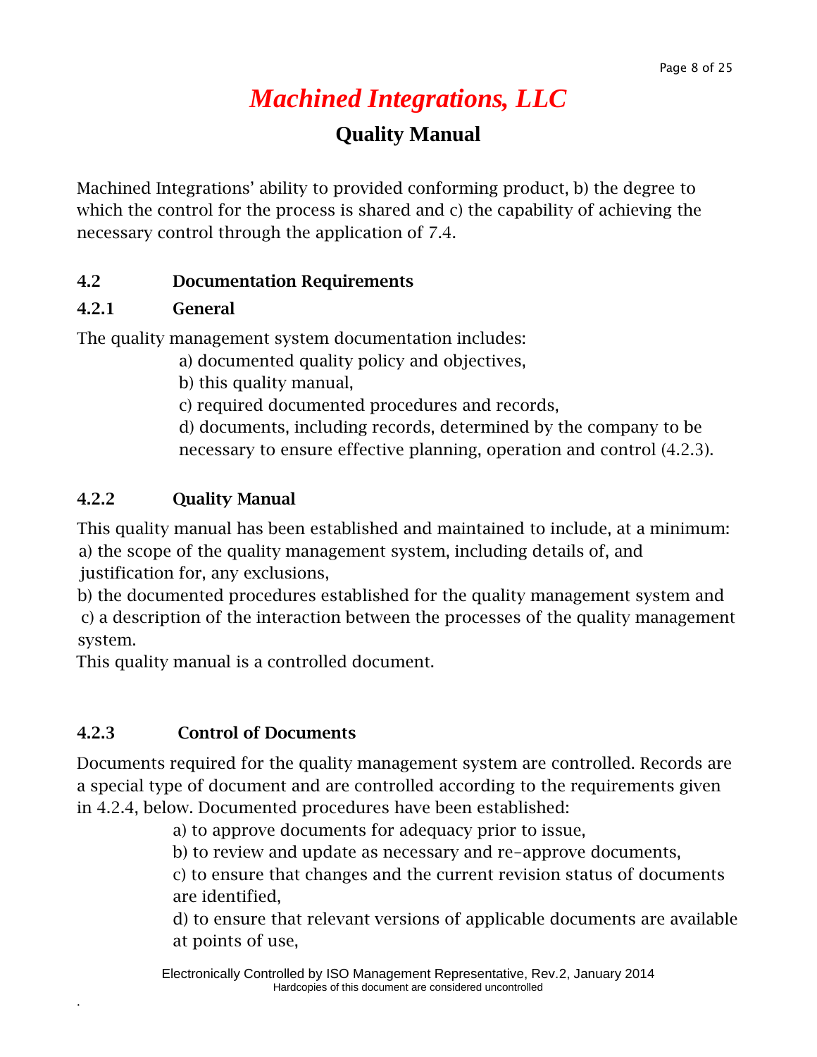Machined Integrations' ability to provided conforming product, b) the degree to which the control for the process is shared and c) the capability of achieving the necessary control through the application of 7.4.

### 4.2 Documentation Requirements

#### 4.2.1 General

The quality management system documentation includes:

a) documented quality policy and objectives,

b) this quality manual,

c) required documented procedures and records,

d) documents, including records, determined by the company to be necessary to ensure effective planning, operation and control (4.2.3).

#### 4.2.2 Quality Manual

This quality manual has been established and maintained to include, at a minimum:
a) the scope of the quality management system, including details of, and justification for, any exclusions,
b) the documented procedures established for the quality management system and
c) a description of the interaction between the processes of the quality management system.
This quality manual is a controlled document.

#### 4.2.3 Control of Documents

Documents required for the quality management system are controlled. Records are a special type of document and are controlled according to the requirements given in 4.2.4, below. Documented procedures have been established:

a) to approve documents for adequacy prior to issue,

b) to review and update as necessary and re-approve documents,

c) to ensure that changes and the current revision status of documents are identified,

d) to ensure that relevant versions of applicable documents are available at points of use,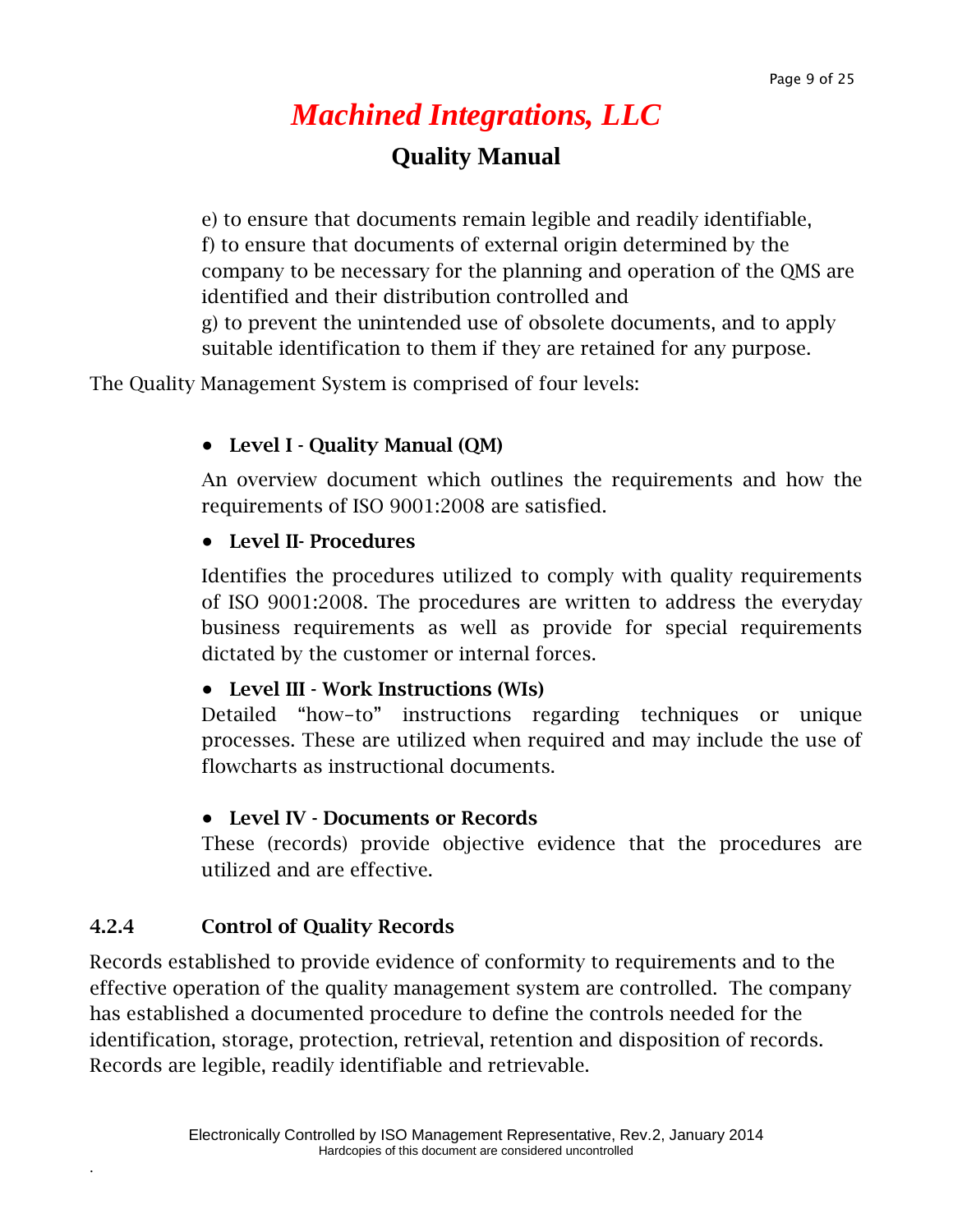e) to ensure that documents remain legible and readily identifiable,
f) to ensure that documents of external origin determined by the company to be necessary for the planning and operation of the QMS are identified and their distribution controlled and
g) to prevent the unintended use of obsolete documents, and to apply suitable identification to them if they are retained for any purpose.

The Quality Management System is comprised of four levels:

- **Level I - Quality Manual (QM)**

  An overview document which outlines the requirements and how the requirements of ISO 9001:2008 are satisfied.

- **Level II- Procedures**

  Identifies the procedures utilized to comply with quality requirements of ISO 9001:2008. The procedures are written to address the everyday business requirements as well as provide for special requirements dictated by the customer or internal forces.

- **Level III - Work Instructions (WIs)**

  Detailed "how–to" instructions regarding techniques or unique processes. These are utilized when required and may include the use of flowcharts as instructional documents.

- **Level IV - Documents or Records**

  These (records) provide objective evidence that the procedures are utilized and are effective.

### 4.2.4 Control of Quality Records

Records established to provide evidence of conformity to requirements and to the effective operation of the quality management system are controlled. The company has established a documented procedure to define the controls needed for the identification, storage, protection, retrieval, retention and disposition of records. Records are legible, readily identifiable and retrievable.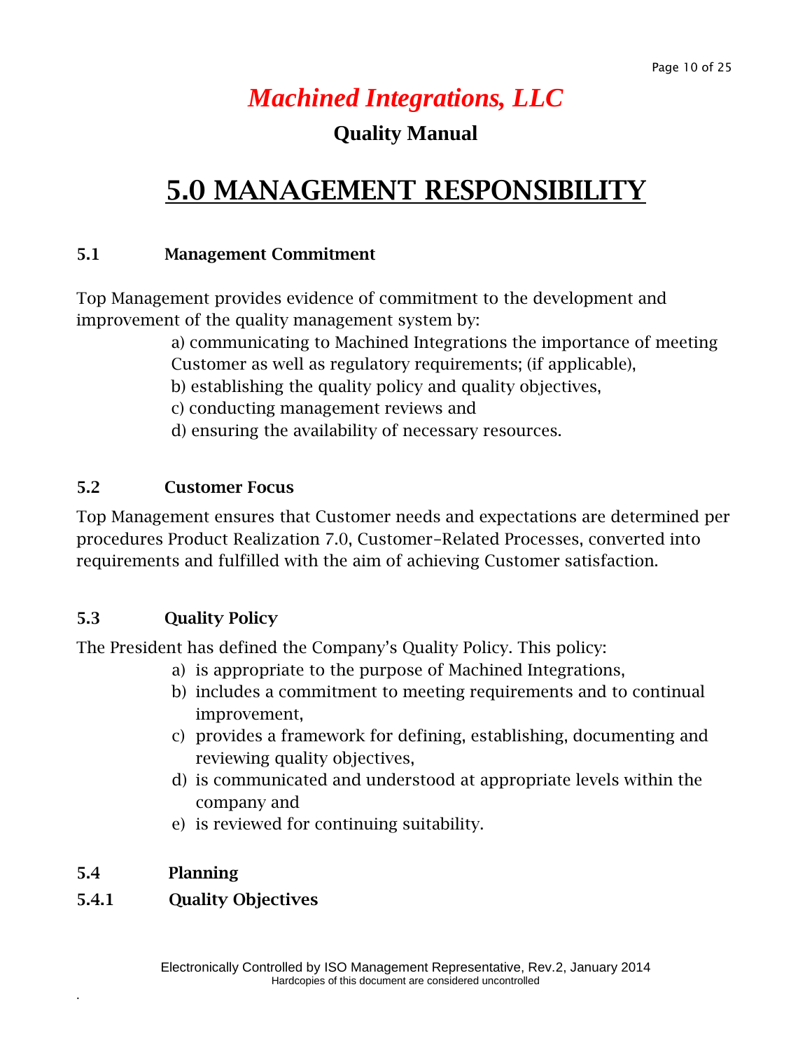# Machined Integrations, LLC

## Quality Manual

# 5.0 MANAGEMENT RESPONSIBILITY

### 5.1 Management Commitment

Top Management provides evidence of commitment to the development and improvement of the quality management system by:

a) communicating to Machined Integrations the importance of meeting Customer as well as regulatory requirements; (if applicable),
b) establishing the quality policy and quality objectives,
c) conducting management reviews and
d) ensuring the availability of necessary resources.

### 5.2 Customer Focus

Top Management ensures that Customer needs and expectations are determined per procedures Product Realization 7.0, Customer-Related Processes, converted into requirements and fulfilled with the aim of achieving Customer satisfaction.

### 5.3 Quality Policy

The President has defined the Company's Quality Policy. This policy:

a) is appropriate to the purpose of Machined Integrations,
b) includes a commitment to meeting requirements and to continual improvement,
c) provides a framework for defining, establishing, documenting and reviewing quality objectives,
d) is communicated and understood at appropriate levels within the company and
e) is reviewed for continuing suitability.

### 5.4 Planning

#### 5.4.1 Quality Objectives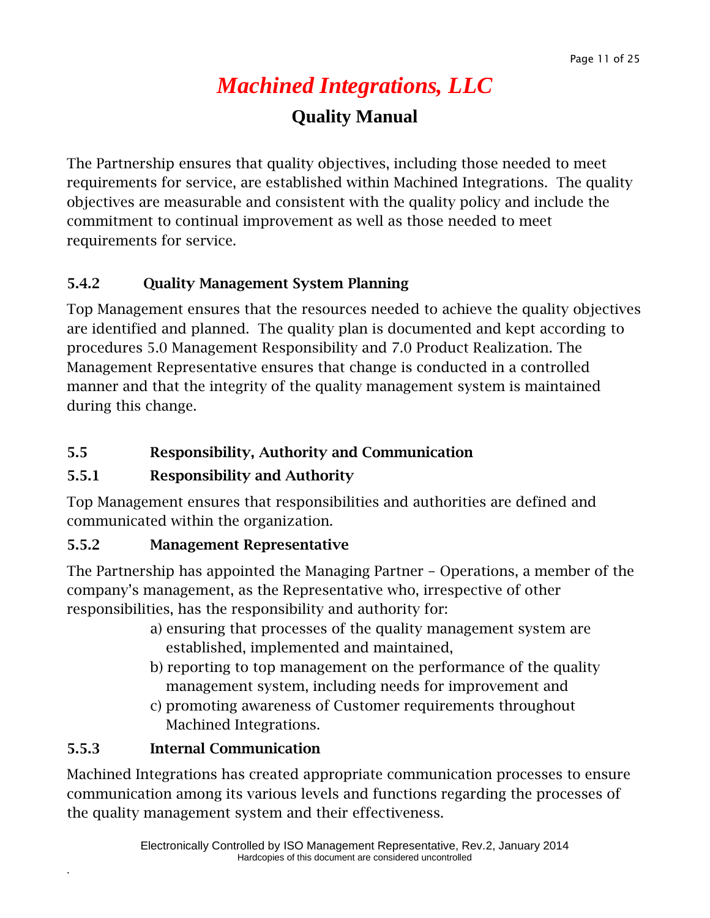The Partnership ensures that quality objectives, including those needed to meet requirements for service, are established within Machined Integrations. The quality objectives are measurable and consistent with the quality policy and include the commitment to continual improvement as well as those needed to meet requirements for service.

### 5.4.2 Quality Management System Planning

Top Management ensures that the resources needed to achieve the quality objectives are identified and planned. The quality plan is documented and kept according to procedures 5.0 Management Responsibility and 7.0 Product Realization. The Management Representative ensures that change is conducted in a controlled manner and that the integrity of the quality management system is maintained during this change.

## 5.5 Responsibility, Authority and Communication

### 5.5.1 Responsibility and Authority

Top Management ensures that responsibilities and authorities are defined and communicated within the organization.

### 5.5.2 Management Representative

The Partnership has appointed the Managing Partner – Operations, a member of the company's management, as the Representative who, irrespective of other responsibilities, has the responsibility and authority for:

a) ensuring that processes of the quality management system are established, implemented and maintained,

b) reporting to top management on the performance of the quality management system, including needs for improvement and

c) promoting awareness of Customer requirements throughout Machined Integrations.

### 5.5.3 Internal Communication

Machined Integrations has created appropriate communication processes to ensure communication among its various levels and functions regarding the processes of the quality management system and their effectiveness.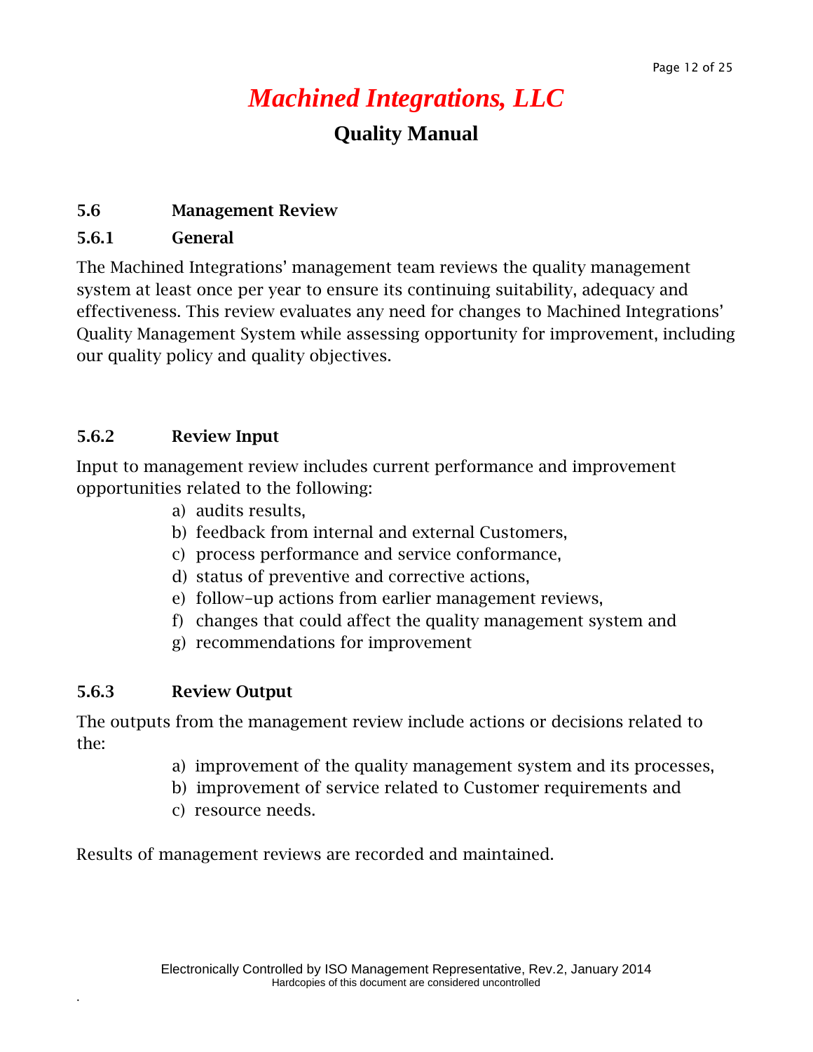# *Machined Integrations, LLC*

## Quality Manual

### 5.6 Management Review

### 5.6.1 General

The Machined Integrations' management team reviews the quality management system at least once per year to ensure its continuing suitability, adequacy and effectiveness. This review evaluates any need for changes to Machined Integrations' Quality Management System while assessing opportunity for improvement, including our quality policy and quality objectives.

### 5.6.2 Review Input

Input to management review includes current performance and improvement opportunities related to the following:

a) audits results,
b) feedback from internal and external Customers,
c) process performance and service conformance,
d) status of preventive and corrective actions,
e) follow–up actions from earlier management reviews,
f) changes that could affect the quality management system and
g) recommendations for improvement

### 5.6.3 Review Output

The outputs from the management review include actions or decisions related to the:

a) improvement of the quality management system and its processes,
b) improvement of service related to Customer requirements and
c) resource needs.

Results of management reviews are recorded and maintained.

Electronically Controlled by ISO Management Representative, Rev.2, January 2014
Hardcopies of this document are considered uncontrolled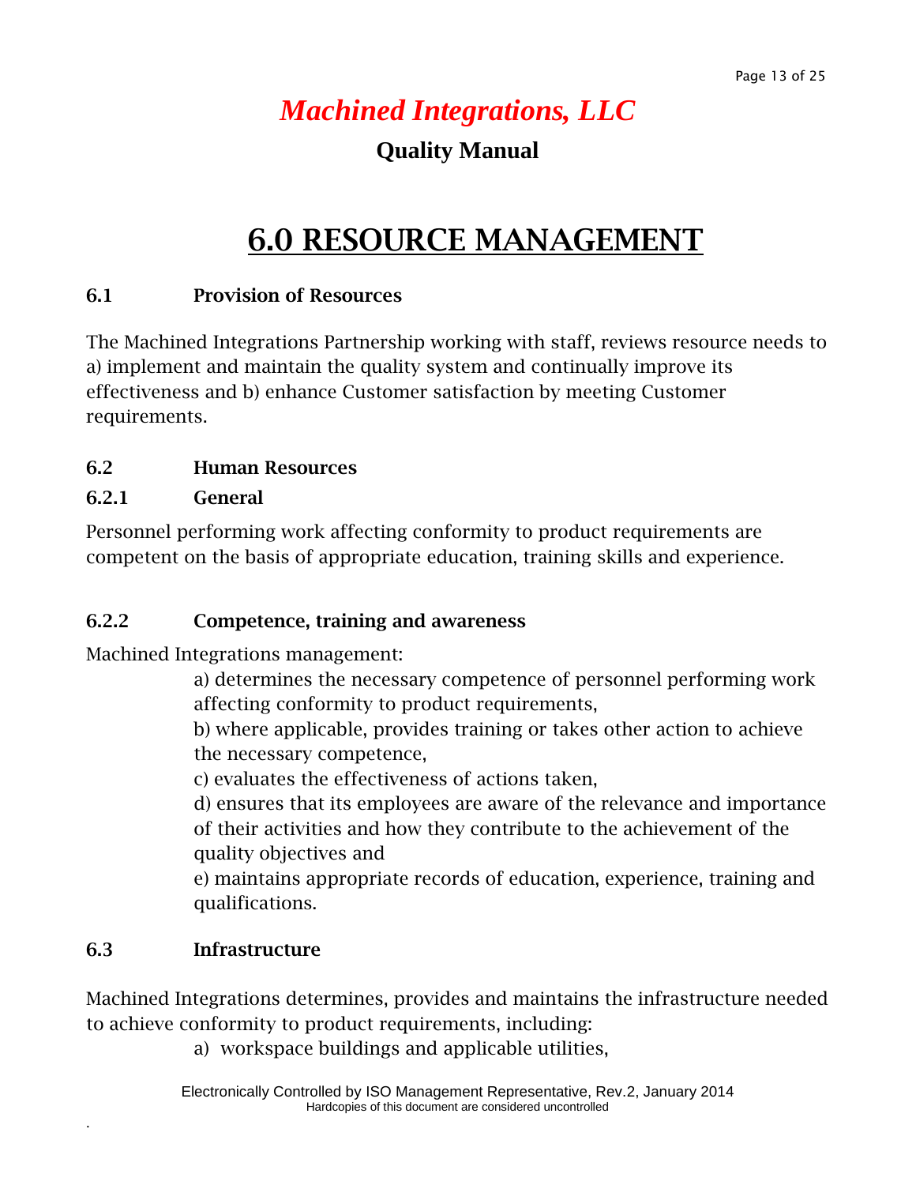# 6.0 RESOURCE MANAGEMENT

## 6.1 Provision of Resources

The Machined Integrations Partnership working with staff, reviews resource needs to a) implement and maintain the quality system and continually improve its effectiveness and b) enhance Customer satisfaction by meeting Customer requirements.

## 6.2 Human Resources

### 6.2.1 General

Personnel performing work affecting conformity to product requirements are competent on the basis of appropriate education, training skills and experience.

### 6.2.2 Competence, training and awareness

Machined Integrations management:

a) determines the necessary competence of personnel performing work affecting conformity to product requirements,

b) where applicable, provides training or takes other action to achieve the necessary competence,

c) evaluates the effectiveness of actions taken,

d) ensures that its employees are aware of the relevance and importance of their activities and how they contribute to the achievement of the quality objectives and

e) maintains appropriate records of education, experience, training and qualifications.

## 6.3 Infrastructure

Machined Integrations determines, provides and maintains the infrastructure needed to achieve conformity to product requirements, including:

a) workspace buildings and applicable utilities,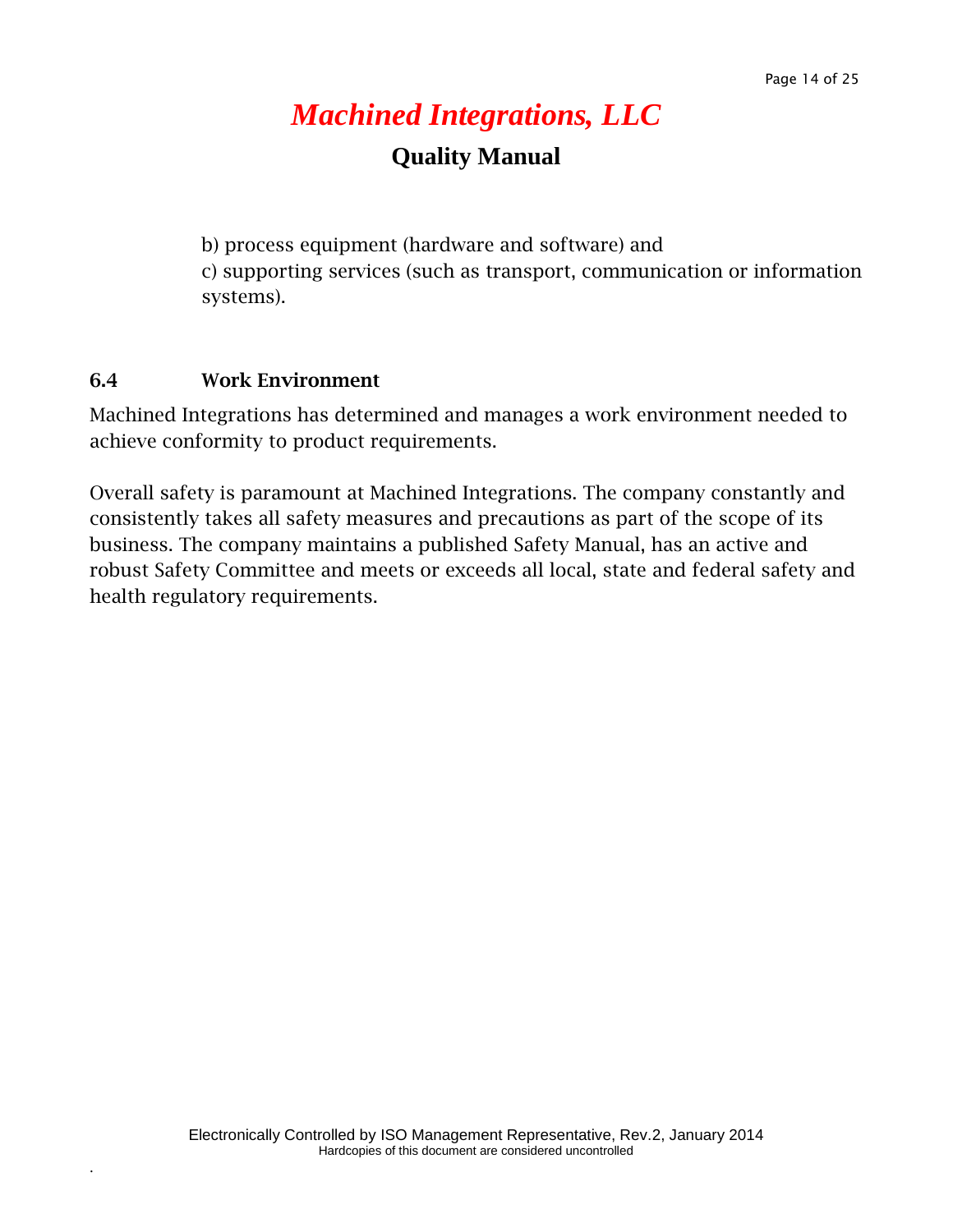b) process equipment (hardware and software) and
c) supporting services (such as transport, communication or information systems).

### 6.4 Work Environment

Machined Integrations has determined and manages a work environment needed to achieve conformity to product requirements.

Overall safety is paramount at Machined Integrations. The company constantly and consistently takes all safety measures and precautions as part of the scope of its business. The company maintains a published Safety Manual, has an active and robust Safety Committee and meets or exceeds all local, state and federal safety and health regulatory requirements.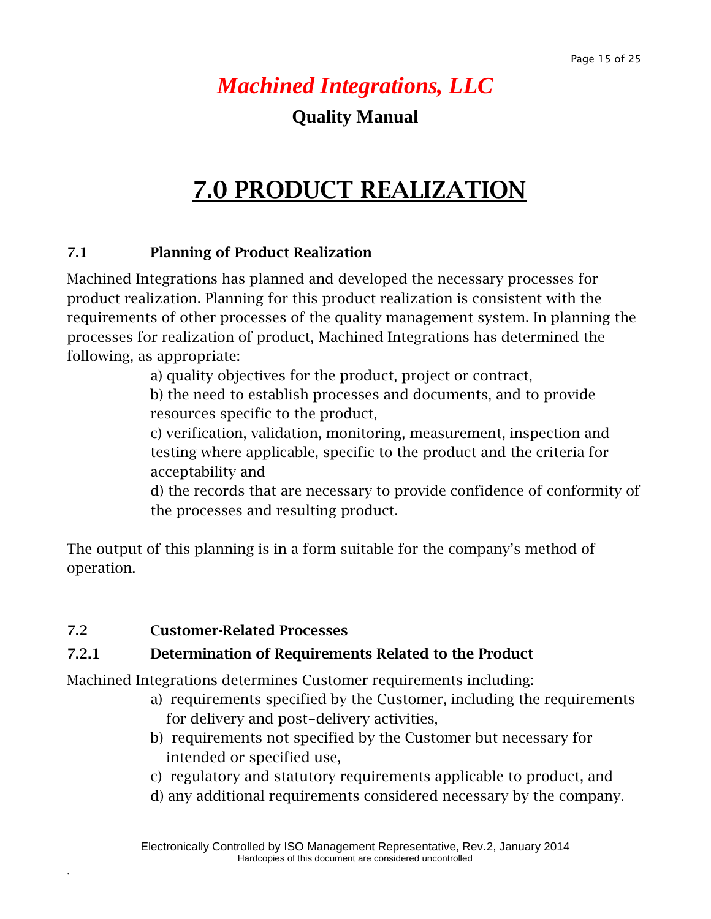# 7.0 PRODUCT REALIZATION

## 7.1 Planning of Product Realization

Machined Integrations has planned and developed the necessary processes for product realization. Planning for this product realization is consistent with the requirements of other processes of the quality management system. In planning the processes for realization of product, Machined Integrations has determined the following, as appropriate:

a) quality objectives for the product, project or contract,

b) the need to establish processes and documents, and to provide resources specific to the product,

c) verification, validation, monitoring, measurement, inspection and testing where applicable, specific to the product and the criteria for acceptability and

d) the records that are necessary to provide confidence of conformity of the processes and resulting product.

The output of this planning is in a form suitable for the company's method of operation.

## 7.2 Customer-Related Processes

### 7.2.1 Determination of Requirements Related to the Product

Machined Integrations determines Customer requirements including:

a) requirements specified by the Customer, including the requirements for delivery and post-delivery activities,
b) requirements not specified by the Customer but necessary for intended or specified use,
c) regulatory and statutory requirements applicable to product, and
d) any additional requirements considered necessary by the company.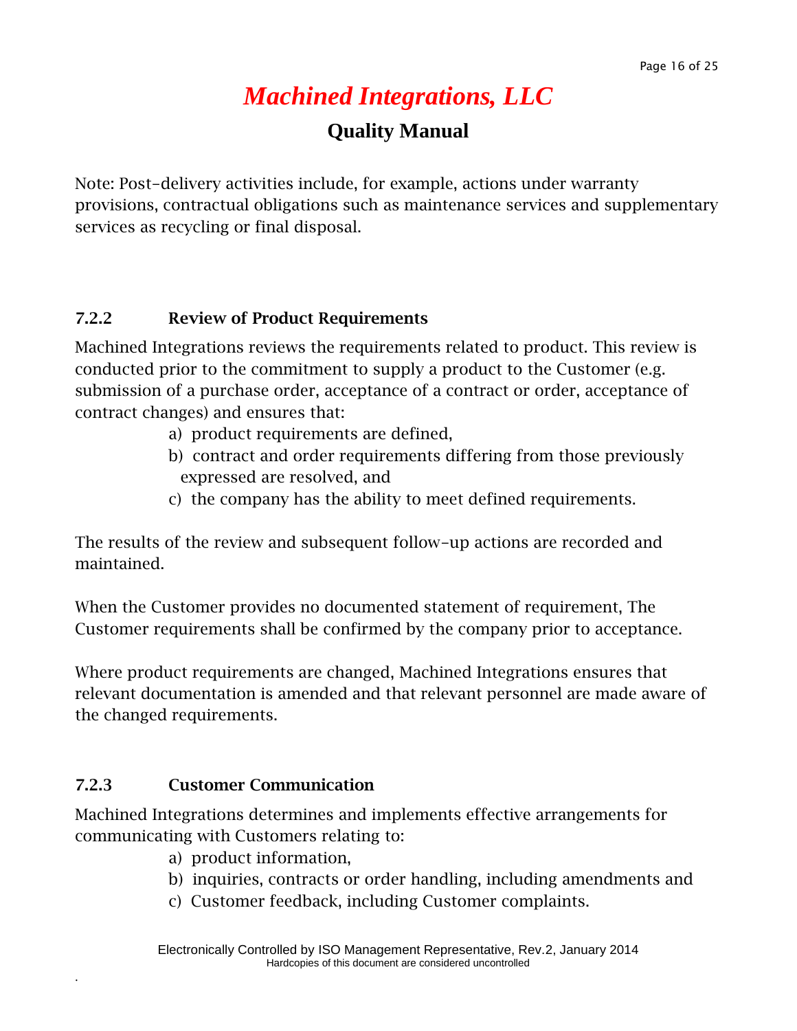Note: Post-delivery activities include, for example, actions under warranty provisions, contractual obligations such as maintenance services and supplementary services as recycling or final disposal.

### 7.2.2 Review of Product Requirements

Machined Integrations reviews the requirements related to product. This review is conducted prior to the commitment to supply a product to the Customer (e.g. submission of a purchase order, acceptance of a contract or order, acceptance of contract changes) and ensures that:

a) product requirements are defined,
b) contract and order requirements differing from those previously expressed are resolved, and
c) the company has the ability to meet defined requirements.

The results of the review and subsequent follow-up actions are recorded and maintained.

When the Customer provides no documented statement of requirement, The Customer requirements shall be confirmed by the company prior to acceptance.

Where product requirements are changed, Machined Integrations ensures that relevant documentation is amended and that relevant personnel are made aware of the changed requirements.

### 7.2.3 Customer Communication

Machined Integrations determines and implements effective arrangements for communicating with Customers relating to:

a) product information,
b) inquiries, contracts or order handling, including amendments and
c) Customer feedback, including Customer complaints.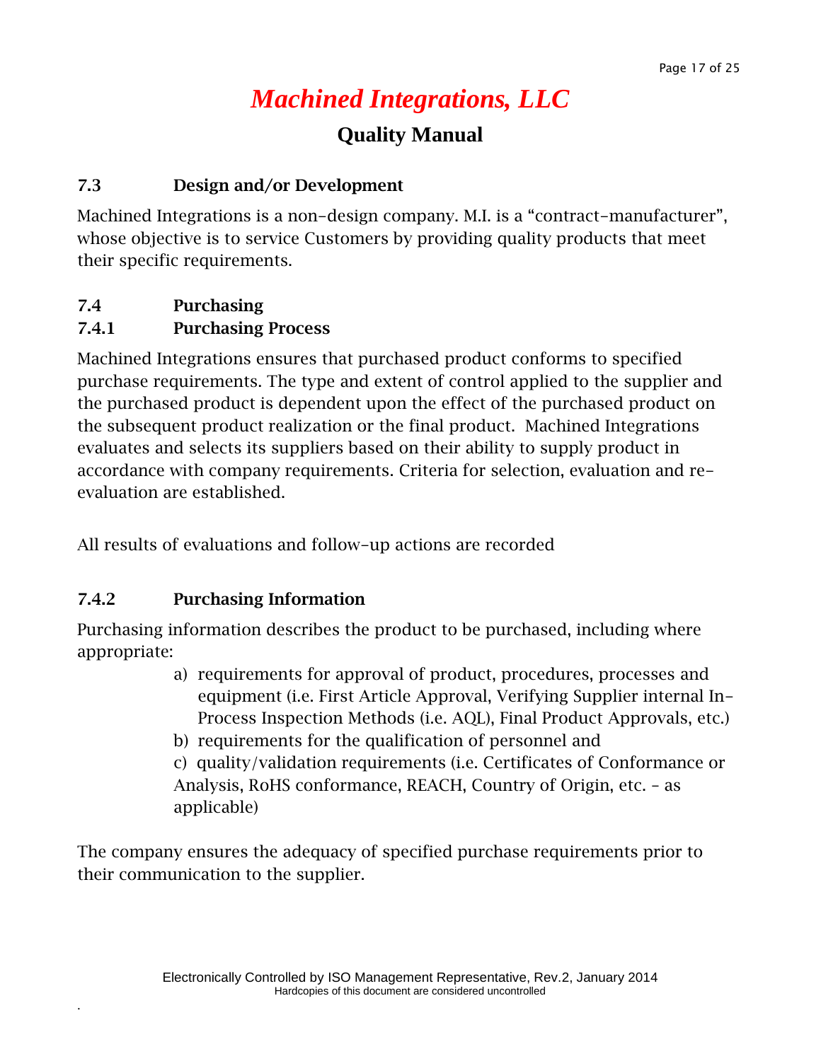# *Machined Integrations, LLC*

## Quality Manual

### 7.3 Design and/or Development

Machined Integrations is a non-design company. M.I. is a "contract-manufacturer", whose objective is to service Customers by providing quality products that meet their specific requirements.

### 7.4 Purchasing

### 7.4.1 Purchasing Process

Machined Integrations ensures that purchased product conforms to specified purchase requirements. The type and extent of control applied to the supplier and the purchased product is dependent upon the effect of the purchased product on the subsequent product realization or the final product. Machined Integrations evaluates and selects its suppliers based on their ability to supply product in accordance with company requirements. Criteria for selection, evaluation and re-evaluation are established.

All results of evaluations and follow-up actions are recorded

### 7.4.2 Purchasing Information

Purchasing information describes the product to be purchased, including where appropriate:

a) requirements for approval of product, procedures, processes and equipment (i.e. First Article Approval, Verifying Supplier internal In-Process Inspection Methods (i.e. AQL), Final Product Approvals, etc.)

b) requirements for the qualification of personnel and

c) quality/validation requirements (i.e. Certificates of Conformance or Analysis, RoHS conformance, REACH, Country of Origin, etc. – as applicable)

The company ensures the adequacy of specified purchase requirements prior to their communication to the supplier.

Electronically Controlled by ISO Management Representative, Rev.2, January 2014
Hardcopies of this document are considered uncontrolled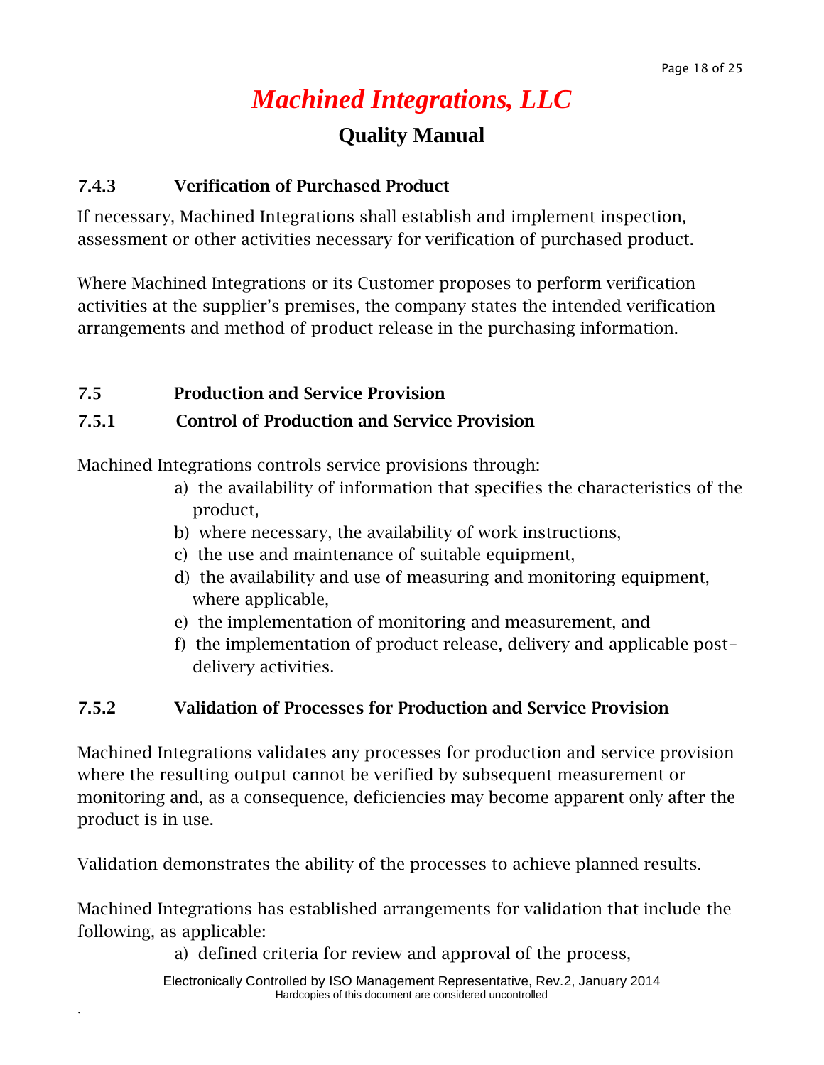### 7.4.3 Verification of Purchased Product

If necessary, Machined Integrations shall establish and implement inspection, assessment or other activities necessary for verification of purchased product.

Where Machined Integrations or its Customer proposes to perform verification activities at the supplier's premises, the company states the intended verification arrangements and method of product release in the purchasing information.

## 7.5 Production and Service Provision

### 7.5.1 Control of Production and Service Provision

Machined Integrations controls service provisions through:

a) the availability of information that specifies the characteristics of the product,
b) where necessary, the availability of work instructions,
c) the use and maintenance of suitable equipment,
d) the availability and use of measuring and monitoring equipment, where applicable,
e) the implementation of monitoring and measurement, and
f) the implementation of product release, delivery and applicable post-delivery activities.

### 7.5.2 Validation of Processes for Production and Service Provision

Machined Integrations validates any processes for production and service provision where the resulting output cannot be verified by subsequent measurement or monitoring and, as a consequence, deficiencies may become apparent only after the product is in use.

Validation demonstrates the ability of the processes to achieve planned results.

Machined Integrations has established arrangements for validation that include the following, as applicable:

a) defined criteria for review and approval of the process,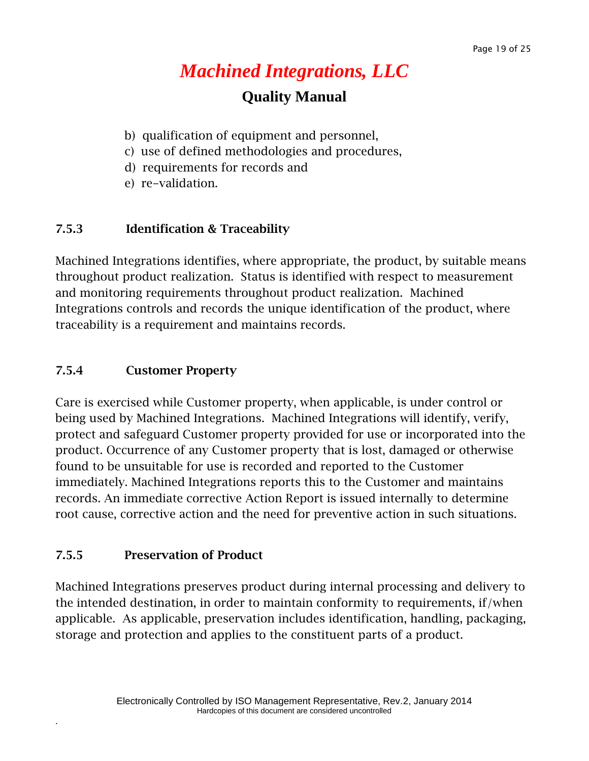b) qualification of equipment and personnel,
c) use of defined methodologies and procedures,
d) requirements for records and
e) re-validation.

### 7.5.3 Identification & Traceability

Machined Integrations identifies, where appropriate, the product, by suitable means throughout product realization. Status is identified with respect to measurement and monitoring requirements throughout product realization. Machined Integrations controls and records the unique identification of the product, where traceability is a requirement and maintains records.

### 7.5.4 Customer Property

Care is exercised while Customer property, when applicable, is under control or being used by Machined Integrations. Machined Integrations will identify, verify, protect and safeguard Customer property provided for use or incorporated into the product. Occurrence of any Customer property that is lost, damaged or otherwise found to be unsuitable for use is recorded and reported to the Customer immediately. Machined Integrations reports this to the Customer and maintains records. An immediate corrective Action Report is issued internally to determine root cause, corrective action and the need for preventive action in such situations.

### 7.5.5 Preservation of Product

Machined Integrations preserves product during internal processing and delivery to the intended destination, in order to maintain conformity to requirements, if/when applicable. As applicable, preservation includes identification, handling, packaging, storage and protection and applies to the constituent parts of a product.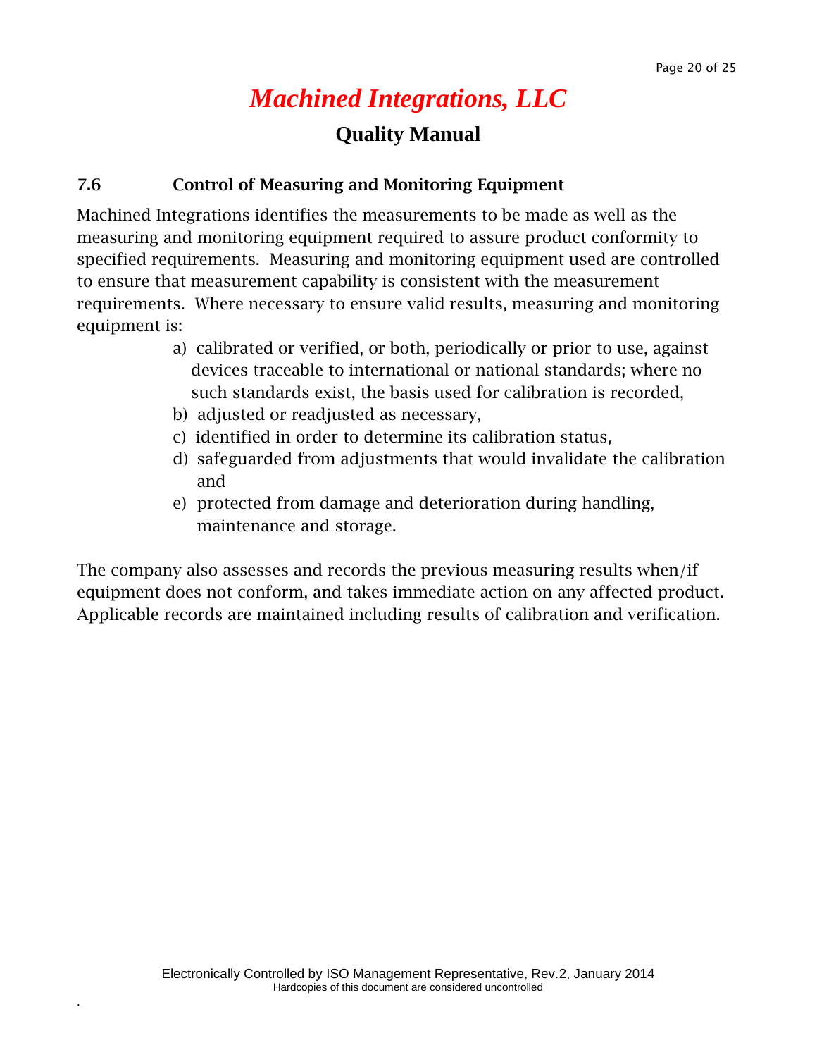## 7.6 Control of Measuring and Monitoring Equipment

Machined Integrations identifies the measurements to be made as well as the measuring and monitoring equipment required to assure product conformity to specified requirements. Measuring and monitoring equipment used are controlled to ensure that measurement capability is consistent with the measurement requirements. Where necessary to ensure valid results, measuring and monitoring equipment is:

a) calibrated or verified, or both, periodically or prior to use, against devices traceable to international or national standards; where no such standards exist, the basis used for calibration is recorded,
b) adjusted or readjusted as necessary,
c) identified in order to determine its calibration status,
d) safeguarded from adjustments that would invalidate the calibration and
e) protected from damage and deterioration during handling, maintenance and storage.

The company also assesses and records the previous measuring results when/if equipment does not conform, and takes immediate action on any affected product. Applicable records are maintained including results of calibration and verification.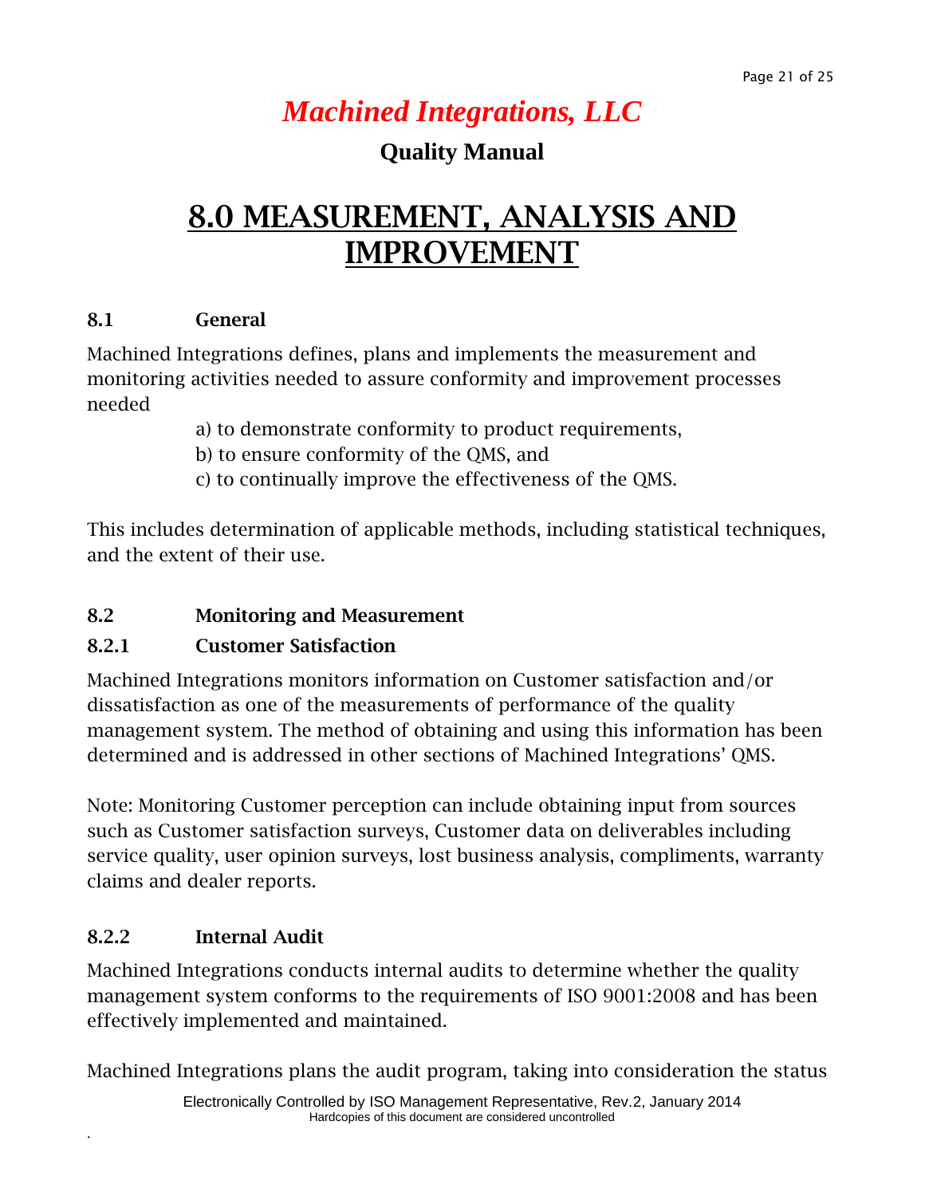# Machined Integrations, LLC

## Quality Manual

# 8.0 MEASUREMENT, ANALYSIS AND IMPROVEMENT

### 8.1 General

Machined Integrations defines, plans and implements the measurement and monitoring activities needed to assure conformity and improvement processes needed

a) to demonstrate conformity to product requirements,
b) to ensure conformity of the QMS, and
c) to continually improve the effectiveness of the QMS.

This includes determination of applicable methods, including statistical techniques, and the extent of their use.

### 8.2 Monitoring and Measurement

### 8.2.1 Customer Satisfaction

Machined Integrations monitors information on Customer satisfaction and/or dissatisfaction as one of the measurements of performance of the quality management system. The method of obtaining and using this information has been determined and is addressed in other sections of Machined Integrations' QMS.

Note: Monitoring Customer perception can include obtaining input from sources such as Customer satisfaction surveys, Customer data on deliverables including service quality, user opinion surveys, lost business analysis, compliments, warranty claims and dealer reports.

### 8.2.2 Internal Audit

Machined Integrations conducts internal audits to determine whether the quality management system conforms to the requirements of ISO 9001:2008 and has been effectively implemented and maintained.

Machined Integrations plans the audit program, taking into consideration the status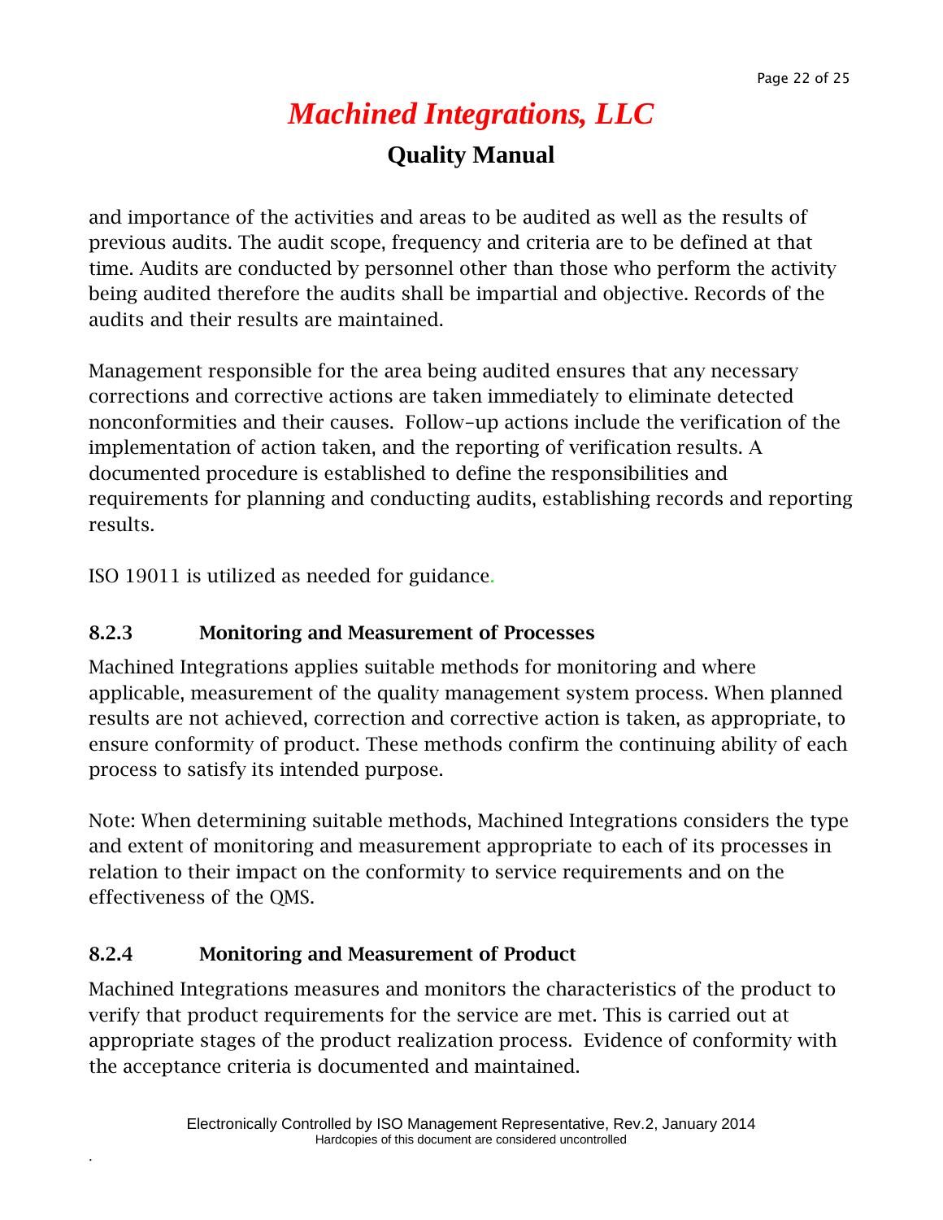and importance of the activities and areas to be audited as well as the results of previous audits. The audit scope, frequency and criteria are to be defined at that time. Audits are conducted by personnel other than those who perform the activity being audited therefore the audits shall be impartial and objective. Records of the audits and their results are maintained.

Management responsible for the area being audited ensures that any necessary corrections and corrective actions are taken immediately to eliminate detected nonconformities and their causes. Follow-up actions include the verification of the implementation of action taken, and the reporting of verification results. A documented procedure is established to define the responsibilities and requirements for planning and conducting audits, establishing records and reporting results.

ISO 19011 is utilized as needed for guidance.

### 8.2.3 Monitoring and Measurement of Processes

Machined Integrations applies suitable methods for monitoring and where applicable, measurement of the quality management system process. When planned results are not achieved, correction and corrective action is taken, as appropriate, to ensure conformity of product. These methods confirm the continuing ability of each process to satisfy its intended purpose.

Note: When determining suitable methods, Machined Integrations considers the type and extent of monitoring and measurement appropriate to each of its processes in relation to their impact on the conformity to service requirements and on the effectiveness of the QMS.

### 8.2.4 Monitoring and Measurement of Product

Machined Integrations measures and monitors the characteristics of the product to verify that product requirements for the service are met. This is carried out at appropriate stages of the product realization process. Evidence of conformity with the acceptance criteria is documented and maintained.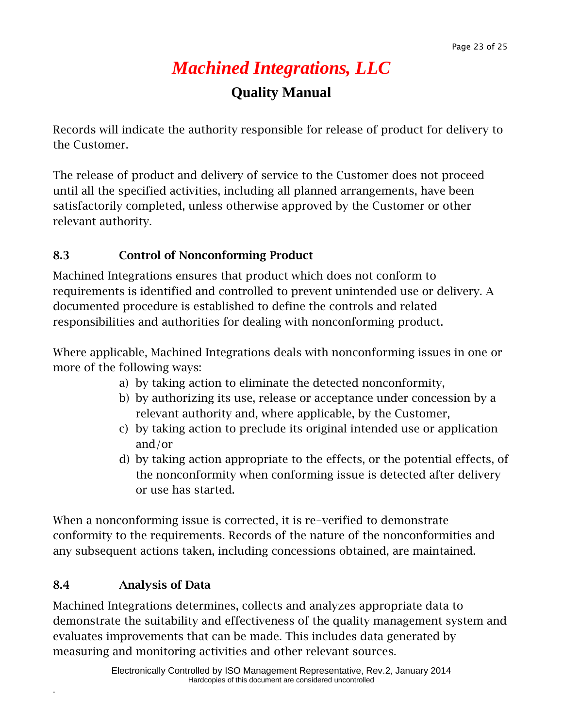Records will indicate the authority responsible for release of product for delivery to the Customer.

The release of product and delivery of service to the Customer does not proceed until all the specified activities, including all planned arrangements, have been satisfactorily completed, unless otherwise approved by the Customer or other relevant authority.

### 8.3 Control of Nonconforming Product

Machined Integrations ensures that product which does not conform to requirements is identified and controlled to prevent unintended use or delivery. A documented procedure is established to define the controls and related responsibilities and authorities for dealing with nonconforming product.

Where applicable, Machined Integrations deals with nonconforming issues in one or more of the following ways:

a) by taking action to eliminate the detected nonconformity,
b) by authorizing its use, release or acceptance under concession by a relevant authority and, where applicable, by the Customer,
c) by taking action to preclude its original intended use or application and/or
d) by taking action appropriate to the effects, or the potential effects, of the nonconformity when conforming issue is detected after delivery or use has started.

When a nonconforming issue is corrected, it is re–verified to demonstrate conformity to the requirements. Records of the nature of the nonconformities and any subsequent actions taken, including concessions obtained, are maintained.

### 8.4 Analysis of Data

Machined Integrations determines, collects and analyzes appropriate data to demonstrate the suitability and effectiveness of the quality management system and evaluates improvements that can be made. This includes data generated by measuring and monitoring activities and other relevant sources.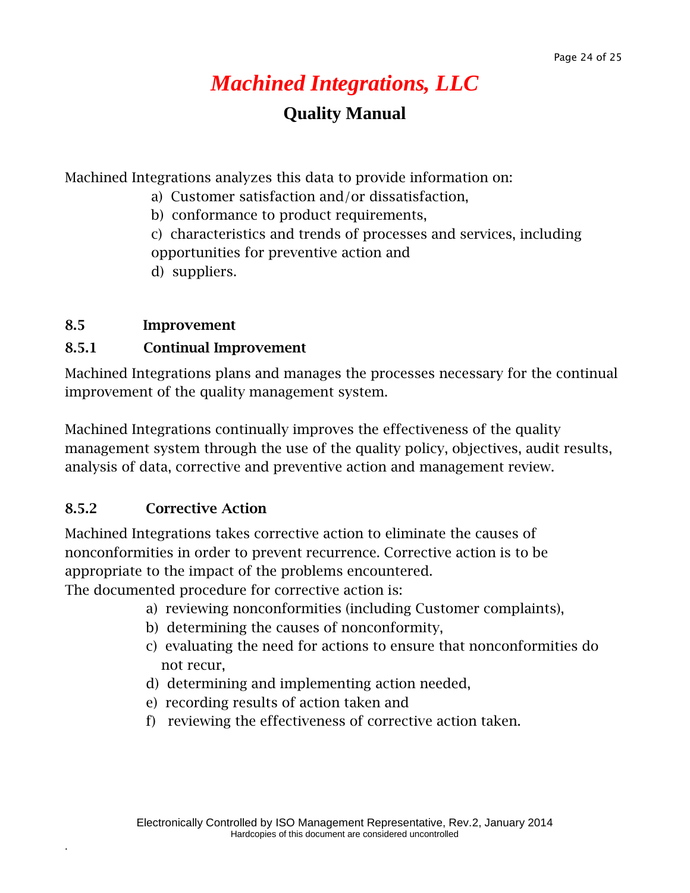Machined Integrations analyzes this data to provide information on:

a) Customer satisfaction and/or dissatisfaction,
b) conformance to product requirements,
c) characteristics and trends of processes and services, including opportunities for preventive action and
d) suppliers.

## 8.5 Improvement

### 8.5.1 Continual Improvement

Machined Integrations plans and manages the processes necessary for the continual improvement of the quality management system.

Machined Integrations continually improves the effectiveness of the quality management system through the use of the quality policy, objectives, audit results, analysis of data, corrective and preventive action and management review.

### 8.5.2 Corrective Action

Machined Integrations takes corrective action to eliminate the causes of nonconformities in order to prevent recurrence. Corrective action is to be appropriate to the impact of the problems encountered.
The documented procedure for corrective action is:

a) reviewing nonconformities (including Customer complaints),
b) determining the causes of nonconformity,
c) evaluating the need for actions to ensure that nonconformities do not recur,
d) determining and implementing action needed,
e) recording results of action taken and
f) reviewing the effectiveness of corrective action taken.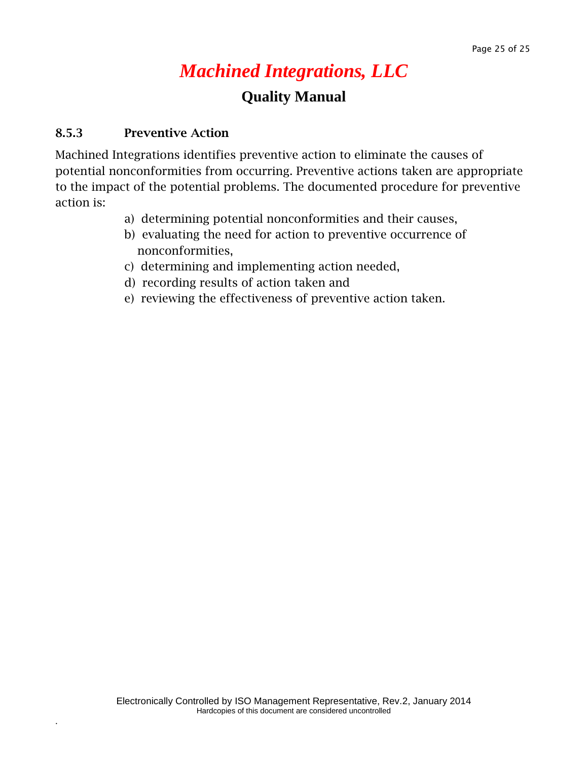### 8.5.3 Preventive Action

Machined Integrations identifies preventive action to eliminate the causes of potential nonconformities from occurring. Preventive actions taken are appropriate to the impact of the potential problems. The documented procedure for preventive action is:

a) determining potential nonconformities and their causes,
b) evaluating the need for action to preventive occurrence of nonconformities,
c) determining and implementing action needed,
d) recording results of action taken and
e) reviewing the effectiveness of preventive action taken.